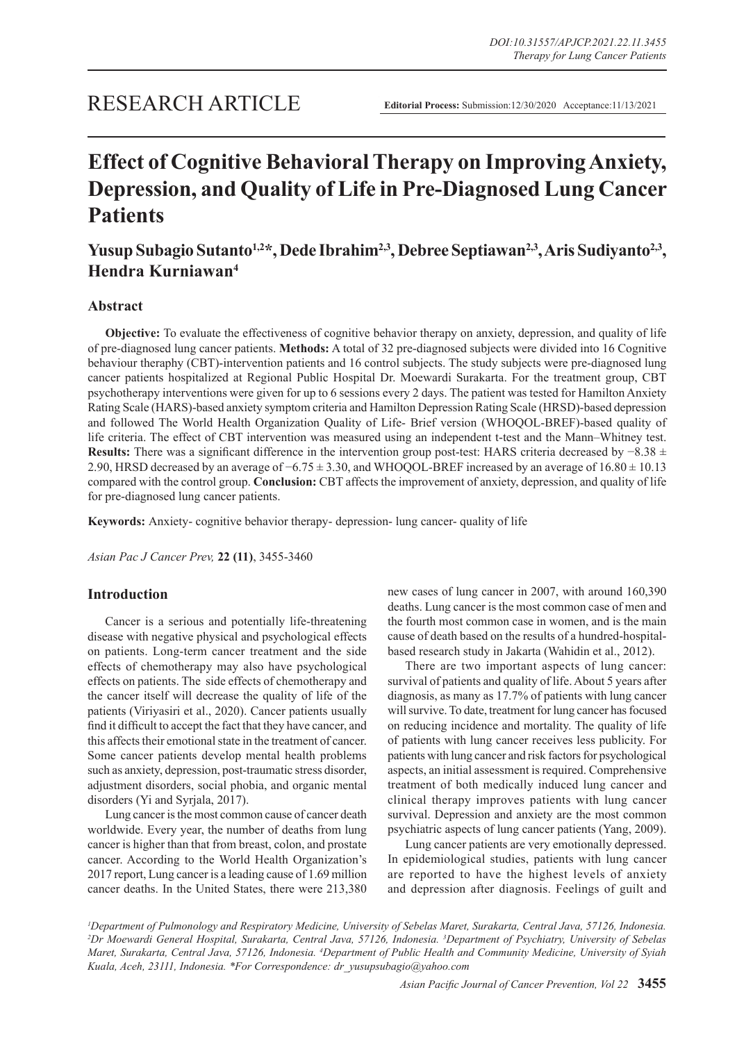RESEARCH ARTICLE

**Editorial Process:** Submission:12/30/2020 Acceptance:11/13/2021

# Effect of Cognitive Behavioral Therapy on Improving Anxiety, Depression, and Quality of Life in Pre-Diagnosed Lung Cancer Patients

**Yusup Subagio Sutanto[1,2]*, Dede Ibrahim[2,3], Debree Septiawan[2,3], Aris Sudiyanto[2,3], Hendra Kurniawan[4]**

## Abstract

**Objective:** To evaluate the effectiveness of cognitive behavior therapy on anxiety, depression, and quality of life of pre-diagnosed lung cancer patients. **Methods:** A total of 32 pre-diagnosed subjects were divided into 16 Cognitive behaviour theraphy (CBT)-intervention patients and 16 control subjects. The study subjects were pre-diagnosed lung cancer patients hospitalized at Regional Public Hospital Dr. Moewardi Surakarta. For the treatment group, CBT psychotherapy interventions were given for up to 6 sessions every 2 days. The patient was tested for Hamilton Anxiety Rating Scale (HARS)-based anxiety symptom criteria and Hamilton Depression Rating Scale (HRSD)-based depression and followed The World Health Organization Quality of Life- Brief version (WHOQOL-BREF)-based quality of life criteria. The effect of CBT intervention was measured using an independent t-test and the Mann–Whitney test. **Results:** There was a significant difference in the intervention group post-test: HARS criteria decreased by −8.38 ± 2.90, HRSD decreased by an average of −6.75 ± 3.30, and WHOQOL-BREF increased by an average of 16.80 ± 10.13 compared with the control group. **Conclusion:** CBT affects the improvement of anxiety, depression, and quality of life for pre-diagnosed lung cancer patients.

**Keywords:** Anxiety- cognitive behavior therapy- depression- lung cancer- quality of life

*Asian Pac J Cancer Prev,* **22 (11)**, 3455-3460

## Introduction

Cancer is a serious and potentially life-threatening disease with negative physical and psychological effects on patients. Long-term cancer treatment and the side effects of chemotherapy may also have psychological effects on patients. The side effects of chemotherapy and the cancer itself will decrease the quality of life of the patients (Viriyasiri et al., 2020). Cancer patients usually find it difficult to accept the fact that they have cancer, and this affects their emotional state in the treatment of cancer. Some cancer patients develop mental health problems such as anxiety, depression, post-traumatic stress disorder, adjustment disorders, social phobia, and organic mental disorders (Yi and Syrjala, 2017).

Lung cancer is the most common cause of cancer death worldwide. Every year, the number of deaths from lung cancer is higher than that from breast, colon, and prostate cancer. According to the World Health Organization's 2017 report, Lung cancer is a leading cause of 1.69 million cancer deaths. In the United States, there were 213,380 new cases of lung cancer in 2007, with around 160,390 deaths. Lung cancer is the most common case of men and the fourth most common case in women, and is the main cause of death based on the results of a hundred-hospital-based research study in Jakarta (Wahidin et al., 2012).

There are two important aspects of lung cancer: survival of patients and quality of life. About 5 years after diagnosis, as many as 17.7% of patients with lung cancer will survive. To date, treatment for lung cancer has focused on reducing incidence and mortality. The quality of life of patients with lung cancer receives less publicity. For patients with lung cancer and risk factors for psychological aspects, an initial assessment is required. Comprehensive treatment of both medically induced lung cancer and clinical therapy improves patients with lung cancer survival. Depression and anxiety are the most common psychiatric aspects of lung cancer patients (Yang, 2009).

Lung cancer patients are very emotionally depressed. In epidemiological studies, patients with lung cancer are reported to have the highest levels of anxiety and depression after diagnosis. Feelings of guilt and

[1]Department of Pulmonology and Respiratory Medicine, University of Sebelas Maret, Surakarta, Central Java, 57126, Indonesia. [2]Dr Moewardi General Hospital, Surakarta, Central Java, 57126, Indonesia. [3]Department of Psychiatry, University of Sebelas Maret, Surakarta, Central Java, 57126, Indonesia. [4]Department of Public Health and Community Medicine, University of Syiah Kuala, Aceh, 23111, Indonesia. *For Correspondence: dr_yusupsubagio@yahoo.com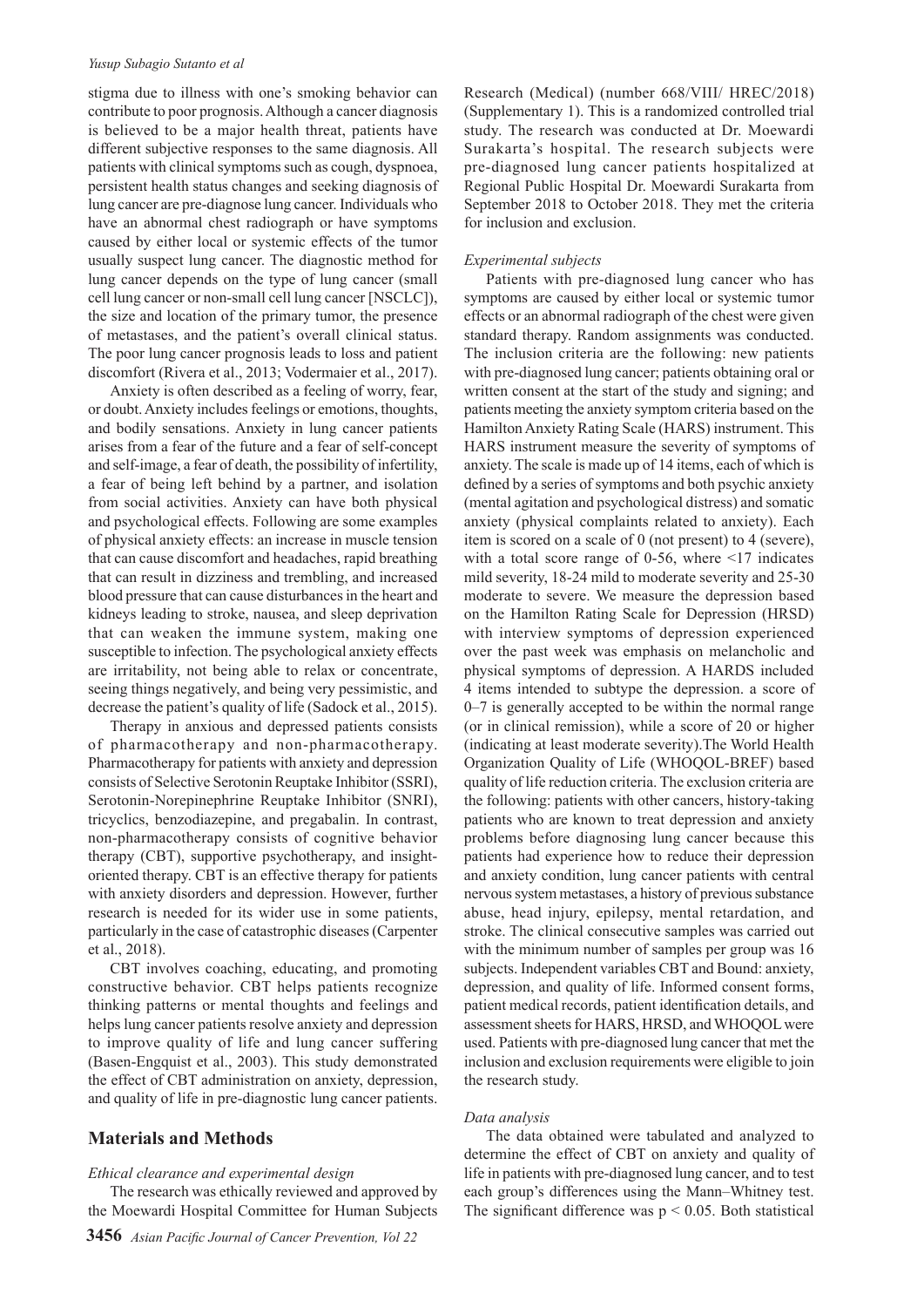stigma due to illness with one's smoking behavior can contribute to poor prognosis. Although a cancer diagnosis is believed to be a major health threat, patients have different subjective responses to the same diagnosis. All patients with clinical symptoms such as cough, dyspnoea, persistent health status changes and seeking diagnosis of lung cancer are pre-diagnose lung cancer. Individuals who have an abnormal chest radiograph or have symptoms caused by either local or systemic effects of the tumor usually suspect lung cancer. The diagnostic method for lung cancer depends on the type of lung cancer (small cell lung cancer or non-small cell lung cancer [NSCLC]), the size and location of the primary tumor, the presence of metastases, and the patient's overall clinical status. The poor lung cancer prognosis leads to loss and patient discomfort (Rivera et al., 2013; Vodermaier et al., 2017).

Anxiety is often described as a feeling of worry, fear, or doubt. Anxiety includes feelings or emotions, thoughts, and bodily sensations. Anxiety in lung cancer patients arises from a fear of the future and a fear of self-concept and self-image, a fear of death, the possibility of infertility, a fear of being left behind by a partner, and isolation from social activities. Anxiety can have both physical and psychological effects. Following are some examples of physical anxiety effects: an increase in muscle tension that can cause discomfort and headaches, rapid breathing that can result in dizziness and trembling, and increased blood pressure that can cause disturbances in the heart and kidneys leading to stroke, nausea, and sleep deprivation that can weaken the immune system, making one susceptible to infection. The psychological anxiety effects are irritability, not being able to relax or concentrate, seeing things negatively, and being very pessimistic, and decrease the patient's quality of life (Sadock et al., 2015).

Therapy in anxious and depressed patients consists of pharmacotherapy and non-pharmacotherapy. Pharmacotherapy for patients with anxiety and depression consists of Selective Serotonin Reuptake Inhibitor (SSRI), Serotonin-Norepinephrine Reuptake Inhibitor (SNRI), tricyclics, benzodiazepine, and pregabalin. In contrast, non-pharmacotherapy consists of cognitive behavior therapy (CBT), supportive psychotherapy, and insight-oriented therapy. CBT is an effective therapy for patients with anxiety disorders and depression. However, further research is needed for its wider use in some patients, particularly in the case of catastrophic diseases (Carpenter et al., 2018).

CBT involves coaching, educating, and promoting constructive behavior. CBT helps patients recognize thinking patterns or mental thoughts and feelings and helps lung cancer patients resolve anxiety and depression to improve quality of life and lung cancer suffering (Basen-Engquist et al., 2003). This study demonstrated the effect of CBT administration on anxiety, depression, and quality of life in pre-diagnostic lung cancer patients.

## Materials and Methods

*Ethical clearance and experimental design*

The research was ethically reviewed and approved by the Moewardi Hospital Committee for Human Subjects Research (Medical) (number 668/VIII/ HREC/2018) (Supplementary 1). This is a randomized controlled trial study. The research was conducted at Dr. Moewardi Surakarta's hospital. The research subjects were pre-diagnosed lung cancer patients hospitalized at Regional Public Hospital Dr. Moewardi Surakarta from September 2018 to October 2018. They met the criteria for inclusion and exclusion.

*Experimental subjects*

Patients with pre-diagnosed lung cancer who has symptoms are caused by either local or systemic tumor effects or an abnormal radiograph of the chest were given standard therapy. Random assignments was conducted. The inclusion criteria are the following: new patients with pre-diagnosed lung cancer; patients obtaining oral or written consent at the start of the study and signing; and patients meeting the anxiety symptom criteria based on the Hamilton Anxiety Rating Scale (HARS) instrument. This HARS instrument measure the severity of symptoms of anxiety. The scale is made up of 14 items, each of which is defined by a series of symptoms and both psychic anxiety (mental agitation and psychological distress) and somatic anxiety (physical complaints related to anxiety). Each item is scored on a scale of 0 (not present) to 4 (severe), with a total score range of 0-56, where <17 indicates mild severity, 18-24 mild to moderate severity and 25-30 moderate to severe. We measure the depression based on the Hamilton Rating Scale for Depression (HRSD) with interview symptoms of depression experienced over the past week was emphasis on melancholic and physical symptoms of depression. A HARDS included 4 items intended to subtype the depression. a score of 0–7 is generally accepted to be within the normal range (or in clinical remission), while a score of 20 or higher (indicating at least moderate severity).The World Health Organization Quality of Life (WHOQOL-BREF) based quality of life reduction criteria. The exclusion criteria are the following: patients with other cancers, history-taking patients who are known to treat depression and anxiety problems before diagnosing lung cancer because this patients had experience how to reduce their depression and anxiety condition, lung cancer patients with central nervous system metastases, a history of previous substance abuse, head injury, epilepsy, mental retardation, and stroke. The clinical consecutive samples was carried out with the minimum number of samples per group was 16 subjects. Independent variables CBT and Bound: anxiety, depression, and quality of Life. Informed consent forms, patient medical records, patient identification details, and assessment sheets for HARS, HRSD, and WHOQOL were used. Patients with pre-diagnosed lung cancer that met the inclusion and exclusion requirements were eligible to join the research study.

*Data analysis*

The data obtained were tabulated and analyzed to determine the effect of CBT on anxiety and quality of life in patients with pre-diagnosed lung cancer, and to test each group's differences using the Mann–Whitney test. The significant difference was $p < 0.05$. Both statistical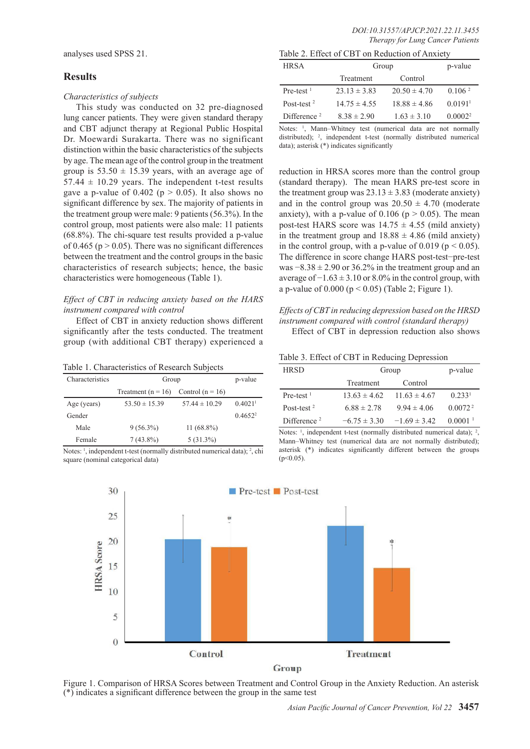analyses used SPSS 21.

## Results

*Characteristics of subjects*

This study was conducted on 32 pre-diagnosed lung cancer patients. They were given standard therapy and CBT adjunct therapy at Regional Public Hospital Dr. Moewardi Surakarta. There was no significant distinction within the basic characteristics of the subjects by age. The mean age of the control group in the treatment group is 53.50 ± 15.39 years, with an average age of 57.44 ± 10.29 years. The independent t-test results gave a p-value of 0.402 ($p > 0.05$). It also shows no significant difference by sex. The majority of patients in the treatment group were male: 9 patients (56.3%). In the control group, most patients were also male: 11 patients (68.8%). The chi-square test results provided a p-value of 0.465 ($p > 0.05$). There was no significant differences between the treatment and the control groups in the basic characteristics of research subjects; hence, the basic characteristics were homogeneous (Table 1).

*Effect of CBT in reducing anxiety based on the HARS instrument compared with control*

Effect of CBT in anxiety reduction shows different significantly after the tests conducted. The treatment group (with additional CBT therapy) experienced a reduction in HRSA scores more than the control group (standard therapy). The mean HARS pre-test score in the treatment group was 23.13 ± 3.83 (moderate anxiety) and in the control group was 20.50 ± 4.70 (moderate anxiety), with a p-value of 0.106 ($p > 0.05$). The mean post-test HARS score was 14.75 ± 4.55 (mild anxiety) in the treatment group and 18.88 ± 4.86 (mild anxiety) in the control group, with a p-value of 0.019 ($p < 0.05$). The difference in score change HARS post-test−pre-test was −8.38 ± 2.90 or 36.2% in the treatment group and an average of −1.63 ± 3.10 or 8.0% in the control group, with a p-value of 0.000 ($p < 0.05$) (Table 2; Figure 1).

Table 1. Characteristics of Research Subjects

| Characteristics | Group | | p-value |
|---|---|---|---|
| | Treatment (n = 16) | Control (n = 16) | |
| Age (years) | 53.50 ± 15.39 | 57.44 ± 10.29 | 0.4021[1] |
| Gender | | | 0.4652[2] |
| Male | 9 (56.3%) | 11 (68.8%) | |
| Female | 7 (43.8%) | 5 (31.3%) | |

Notes: [1], independent t-test (normally distributed numerical data); [2], chi square (nominal categorical data)

Table 2. Effect of CBT on Reduction of Anxiety

| HRSA | Group | | p-value |
|---|---|---|---|
| | Treatment | Control | |
| Pre-test [1] | 23.13 ± 3.83 | 20.50 ± 4.70 | 0.106 [2] |
| Post-test [2] | 14.75 ± 4.55 | 18.88 ± 4.86 | 0.0191[1] |
| Difference [2] | 8.38 ± 2.90 | 1.63 ± 3.10 | 0.0002[2] |

Notes: [1], Mann–Whitney test (numerical data are not normally distributed); [2], independent t-test (normally distributed numerical data); asterisk (*) indicates significantly

*Effects of CBT in reducing depression based on the HRSD instrument compared with control (standard therapy)*

Effect of CBT in depression reduction also shows

Table 3. Effect of CBT in Reducing Depression

| HRSD | Group | | p-value |
|---|---|---|---|
| | Treatment | Control | |
| Pre-test [1] | 13.63 ± 4.62 | 11.63 ± 4.67 | 0.233[1] |
| Post-test [2] | 6.88 ± 2.78 | 9.94 ± 4.06 | 0.0072 [2] |
| Difference [2] | −6.75 ± 3.30 | −1.69 ± 3.42 | 0.0001 [1] |

Notes: [1], independent t-test (normally distributed numerical data); [2], Mann–Whitney test (numerical data are not normally distributed); asterisk (*) indicates significantly different between the groups ($p<0.05$).

Figure 1. Comparison of HRSA Scores between Treatment and Control Group in the Anxiety Reduction. An asterisk (*) indicates a significant difference between the group in the same test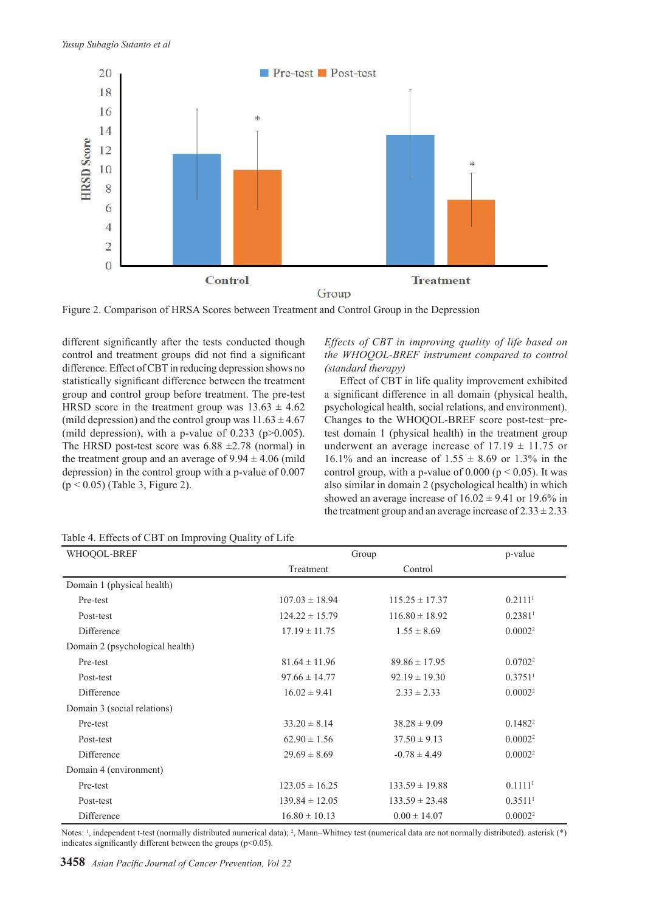Figure 2. Comparison of HRSA Scores between Treatment and Control Group in the Depression

different significantly after the tests conducted though control and treatment groups did not find a significant difference. Effect of CBT in reducing depression shows no statistically significant difference between the treatment group and control group before treatment. The pre-test HRSD score in the treatment group was 13.63 ± 4.62 (mild depression) and the control group was 11.63 ± 4.67 (mild depression), with a p-value of 0.233 ($p>0.005$). The HRSD post-test score was 6.88 ±2.78 (normal) in the treatment group and an average of 9.94 ± 4.06 (mild depression) in the control group with a p-value of 0.007 ($p < 0.05$) (Table 3, Figure 2).

*Effects of CBT in improving quality of life based on the WHOQOL-BREF instrument compared to control (standard therapy)*

Effect of CBT in life quality improvement exhibited a significant difference in all domain (physical health, psychological health, social relations, and environment). Changes to the WHOQOL-BREF score post-test–pre-test domain 1 (physical health) in the treatment group underwent an average increase of 17.19 ± 11.75 or 16.1% and an increase of 1.55 ± 8.69 or 1.3% in the control group, with a p-value of 0.000 ($p < 0.05$). It was also similar in domain 2 (psychological health) in which showed an average increase of 16.02 ± 9.41 or 19.6% in the treatment group and an average increase of 2.33 ± 2.33

Table 4. Effects of CBT on Improving Quality of Life

| WHOQOL-BREF | Group | | p-value |
|---|---|---|---|
| | Treatment | Control | |
| Domain 1 (physical health) | | | |
| Pre-test | 107.03 ± 18.94 | 115.25 ± 17.37 | 0.2111[1] |
| Post-test | 124.22 ± 15.79 | 116.80 ± 18.92 | 0.2381[1] |
| Difference | 17.19 ± 11.75 | 1.55 ± 8.69 | 0.0002[2] |
| Domain 2 (psychological health) | | | |
| Pre-test | 81.64 ± 11.96 | 89.86 ± 17.95 | 0.0702[2] |
| Post-test | 97.66 ± 14.77 | 92.19 ± 19.30 | 0.3751[1] |
| Difference | 16.02 ± 9.41 | 2.33 ± 2.33 | 0.0002[2] |
| Domain 3 (social relations) | | | |
| Pre-test | 33.20 ± 8.14 | 38.28 ± 9.09 | 0.1482[2] |
| Post-test | 62.90 ± 1.56 | 37.50 ± 9.13 | 0.0002[2] |
| Difference | 29.69 ± 8.69 | -0.78 ± 4.49 | 0.0002[2] |
| Domain 4 (environment) | | | |
| Pre-test | 123.05 ± 16.25 | 133.59 ± 19.88 | 0.1111[1] |
| Post-test | 139.84 ± 12.05 | 133.59 ± 23.48 | 0.3511[1] |
| Difference | 16.80 ± 10.13 | 0.00 ± 14.07 | 0.0002[2] |

Notes: [1], independent t-test (normally distributed numerical data); [2], Mann–Whitney test (numerical data are not normally distributed). asterisk (*) indicates significantly different between the groups ($p<0.05$).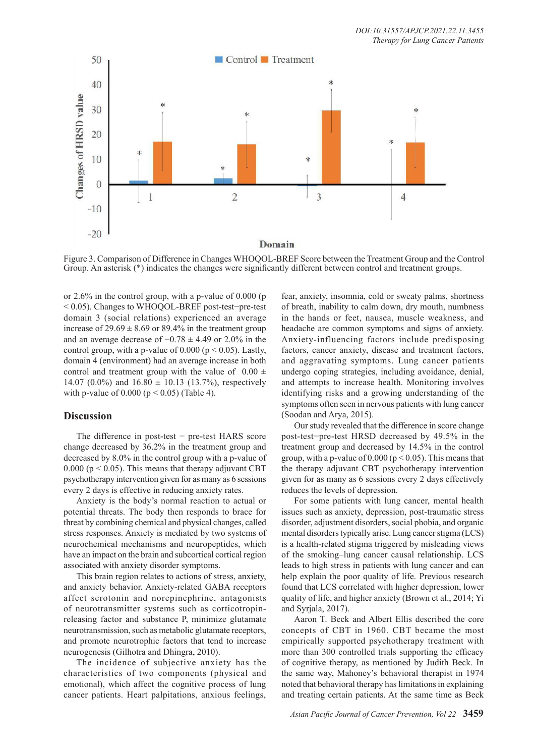Figure 3. Comparison of Difference in Changes WHOQOL-BREF Score between the Treatment Group and the Control Group. An asterisk (*) indicates the changes were significantly different between control and treatment groups.

or 2.6% in the control group, with a p-value of 0.000 ($p < 0.05$). Changes to WHOQOL-BREF post-test−pre-test domain 3 (social relations) experienced an average increase of 29.69 ± 8.69 or 89.4% in the treatment group and an average decrease of −0.78 ± 4.49 or 2.0% in the control group, with a p-value of 0.000 ($p < 0.05$). Lastly, domain 4 (environment) had an average increase in both control and treatment group with the value of 0.00 ± 14.07 (0.0%) and 16.80 ± 10.13 (13.7%), respectively with p-value of 0.000 ($p < 0.05$) (Table 4).

## Discussion

The difference in post-test − pre-test HARS score change decreased by 36.2% in the treatment group and decreased by 8.0% in the control group with a p-value of 0.000 ($p < 0.05$). This means that therapy adjuvant CBT psychotherapy intervention given for as many as 6 sessions every 2 days is effective in reducing anxiety rates.

Anxiety is the body's normal reaction to actual or potential threats. The body then responds to brace for threat by combining chemical and physical changes, called stress responses. Anxiety is mediated by two systems of neurochemical mechanisms and neuropeptides, which have an impact on the brain and subcortical cortical region associated with anxiety disorder symptoms.

This brain region relates to actions of stress, anxiety, and anxiety behavior. Anxiety-related GABA receptors affect serotonin and norepinephrine, antagonists of neurotransmitter systems such as corticotropin-releasing factor and substance P, minimize glutamate neurotransmission, such as metabolic glutamate receptors, and promote neurotrophic factors that tend to increase neurogenesis (Gilhotra and Dhingra, 2010).

The incidence of subjective anxiety has the characteristics of two components (physical and emotional), which affect the cognitive process of lung cancer patients. Heart palpitations, anxious feelings, fear, anxiety, insomnia, cold or sweaty palms, shortness of breath, inability to calm down, dry mouth, numbness in the hands or feet, nausea, muscle weakness, and headache are common symptoms and signs of anxiety. Anxiety-influencing factors include predisposing factors, cancer anxiety, disease and treatment factors, and aggravating symptoms. Lung cancer patients undergo coping strategies, including avoidance, denial, and attempts to increase health. Monitoring involves identifying risks and a growing understanding of the symptoms often seen in nervous patients with lung cancer (Soodan and Arya, 2015).

Our study revealed that the difference in score change post-test−pre-test HRSD decreased by 49.5% in the treatment group and decreased by 14.5% in the control group, with a p-value of 0.000 ($p < 0.05$). This means that the therapy adjuvant CBT psychotherapy intervention given for as many as 6 sessions every 2 days effectively reduces the levels of depression.

For some patients with lung cancer, mental health issues such as anxiety, depression, post-traumatic stress disorder, adjustment disorders, social phobia, and organic mental disorders typically arise. Lung cancer stigma (LCS) is a health-related stigma triggered by misleading views of the smoking–lung cancer causal relationship. LCS leads to high stress in patients with lung cancer and can help explain the poor quality of life. Previous research found that LCS correlated with higher depression, lower quality of life, and higher anxiety (Brown et al., 2014; Yi and Syrjala, 2017).

Aaron T. Beck and Albert Ellis described the core concepts of CBT in 1960. CBT became the most empirically supported psychotherapy treatment with more than 300 controlled trials supporting the efficacy of cognitive therapy, as mentioned by Judith Beck. In the same way, Mahoney's behavioral therapist in 1974 noted that behavioral therapy has limitations in explaining and treating certain patients. At the same time as Beck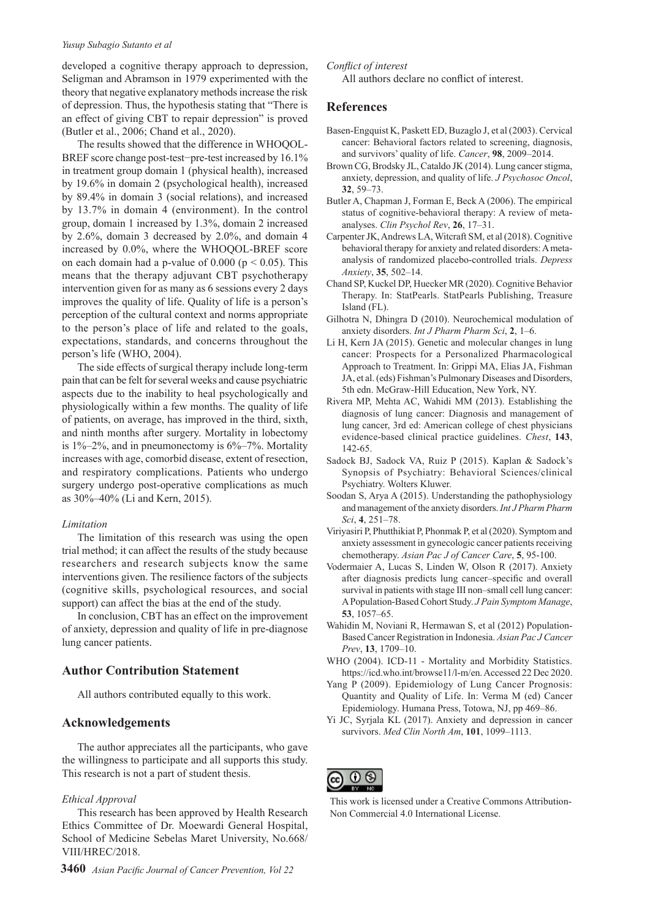developed a cognitive therapy approach to depression, Seligman and Abramson in 1979 experimented with the theory that negative explanatory methods increase the risk of depression. Thus, the hypothesis stating that "There is an effect of giving CBT to repair depression" is proved (Butler et al., 2006; Chand et al., 2020).

The results showed that the difference in WHOQOL-BREF score change post-test−pre-test increased by 16.1% in treatment group domain 1 (physical health), increased by 19.6% in domain 2 (psychological health), increased by 89.4% in domain 3 (social relations), and increased by 13.7% in domain 4 (environment). In the control group, domain 1 increased by 1.3%, domain 2 increased by 2.6%, domain 3 decreased by 2.0%, and domain 4 increased by 0.0%, where the WHOQOL-BREF score on each domain had a p-value of 0.000 ($p < 0.05$). This means that the therapy adjuvant CBT psychotherapy intervention given for as many as 6 sessions every 2 days improves the quality of life. Quality of life is a person's perception of the cultural context and norms appropriate to the person's place of life and related to the goals, expectations, standards, and concerns throughout the person's life (WHO, 2004).

The side effects of surgical therapy include long-term pain that can be felt for several weeks and cause psychiatric aspects due to the inability to heal psychologically and physiologically within a few months. The quality of life of patients, on average, has improved in the third, sixth, and ninth months after surgery. Mortality in lobectomy is 1%–2%, and in pneumonectomy is 6%–7%. Mortality increases with age, comorbid disease, extent of resection, and respiratory complications. Patients who undergo surgery undergo post-operative complications as much as 30%–40% (Li and Kern, 2015).

*Limitation*

The limitation of this research was using the open trial method; it can affect the results of the study because researchers and research subjects know the same interventions given. The resilience factors of the subjects (cognitive skills, psychological resources, and social support) can affect the bias at the end of the study.

In conclusion, CBT has an effect on the improvement of anxiety, depression and quality of life in pre-diagnose lung cancer patients.

## Author Contribution Statement

All authors contributed equally to this work.

## Acknowledgements

The author appreciates all the participants, who gave the willingness to participate and all supports this study. This research is not a part of student thesis.

*Ethical Approval*

This research has been approved by Health Research Ethics Committee of Dr. Moewardi General Hospital, School of Medicine Sebelas Maret University, No.668/VIII/HREC/2018.

*Conflict of interest*

All authors declare no conflict of interest.

## References

Basen-Engquist K, Paskett ED, Buzaglo J, et al (2003). Cervical cancer: Behavioral factors related to screening, diagnosis, and survivors' quality of life. *Cancer*, **98**, 2009–2014.

Brown CG, Brodsky JL, Cataldo JK (2014). Lung cancer stigma, anxiety, depression, and quality of life. *J Psychosoc Oncol*, **32**, 59–73.

Butler A, Chapman J, Forman E, Beck A (2006). The empirical status of cognitive-behavioral therapy: A review of meta-analyses. *Clin Psychol Rev*, **26**, 17–31.

Carpenter JK, Andrews LA, Witcraft SM, et al (2018). Cognitive behavioral therapy for anxiety and related disorders: A meta-analysis of randomized placebo-controlled trials. *Depress Anxiety*, **35**, 502–14.

Chand SP, Kuckel DP, Huecker MR (2020). Cognitive Behavior Therapy. In: StatPearls. StatPearls Publishing, Treasure Island (FL).

Gilhotra N, Dhingra D (2010). Neurochemical modulation of anxiety disorders. *Int J Pharm Pharm Sci*, **2**, 1–6.

Li H, Kern JA (2015). Genetic and molecular changes in lung cancer: Prospects for a Personalized Pharmacological Approach to Treatment. In: Grippi MA, Elias JA, Fishman JA, et al. (eds) Fishman's Pulmonary Diseases and Disorders, 5th edn. McGraw-Hill Education, New York, NY.

Rivera MP, Mehta AC, Wahidi MM (2013). Establishing the diagnosis of lung cancer: Diagnosis and management of lung cancer, 3rd ed: American college of chest physicians evidence-based clinical practice guidelines. *Chest*, **143**, 142-65.

Sadock BJ, Sadock VA, Ruiz P (2015). Kaplan & Sadock's Synopsis of Psychiatry: Behavioral Sciences/clinical Psychiatry. Wolters Kluwer.

Soodan S, Arya A (2015). Understanding the pathophysiology and management of the anxiety disorders. *Int J Pharm Pharm Sci*, **4**, 251–78.

Viriyasiri P, Phutthikiat P, Phonmak P, et al (2020). Symptom and anxiety assessment in gynecologic cancer patients receiving chemotherapy. *Asian Pac J of Cancer Care*, **5**, 95-100.

Vodermaier A, Lucas S, Linden W, Olson R (2017). Anxiety after diagnosis predicts lung cancer–specific and overall survival in patients with stage III non–small cell lung cancer: A Population-Based Cohort Study. *J Pain Symptom Manage*, **53**, 1057–65.

Wahidin M, Noviani R, Hermawan S, et al (2012) Population-Based Cancer Registration in Indonesia. *Asian Pac J Cancer Prev*, **13**, 1709–10.

WHO (2004). ICD-11 - Mortality and Morbidity Statistics. https://icd.who.int/browse11/l-m/en. Accessed 22 Dec 2020.

Yang P (2009). Epidemiology of Lung Cancer Prognosis: Quantity and Quality of Life. In: Verma M (ed) Cancer Epidemiology. Humana Press, Totowa, NJ, pp 469–86.

Yi JC, Syrjala KL (2017). Anxiety and depression in cancer survivors. *Med Clin North Am*, **101**, 1099–1113.

This work is licensed under a Creative Commons Attribution-Non Commercial 4.0 International License.